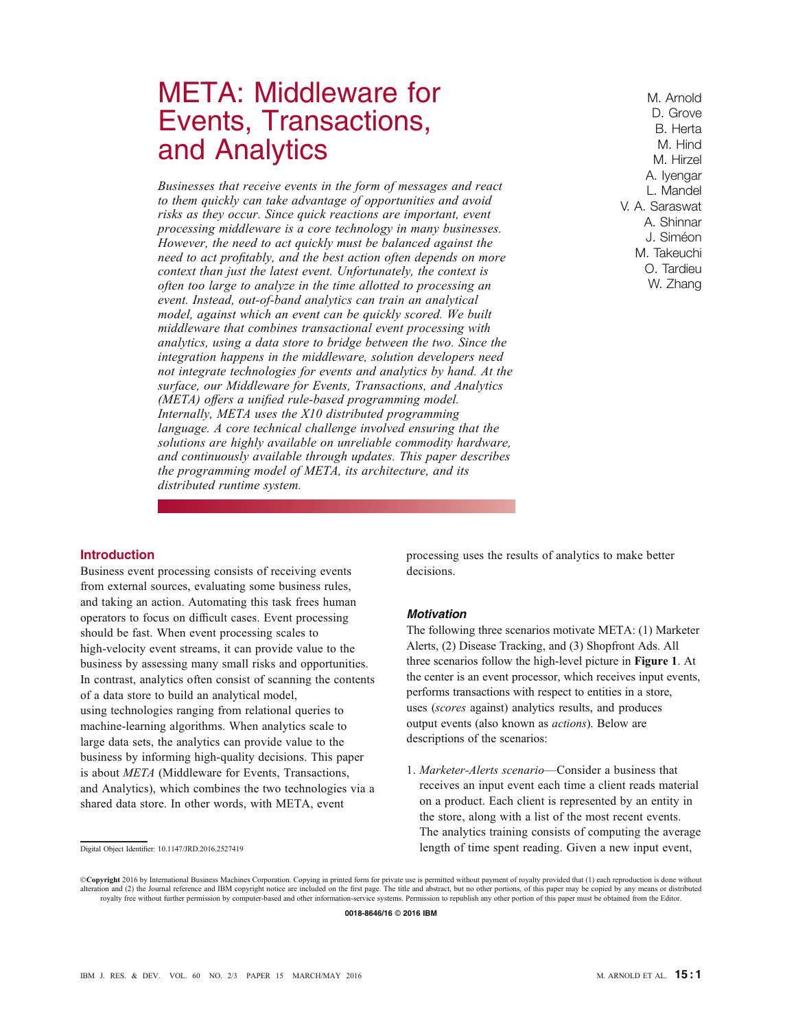# META: Middleware for Events, Transactions, and Analytics

M. Arnold
D. Grove
B. Herta
M. Hind
M. Hirzel
A. Iyengar
L. Mandel
V. A. Saraswat
A. Shinnar
J. Siméon
M. Takeuchi
O. Tardieu
W. Zhang

*Businesses that receive events in the form of messages and react to them quickly can take advantage of opportunities and avoid risks as they occur. Since quick reactions are important, event processing middleware is a core technology in many businesses. However, the need to act quickly must be balanced against the need to act profitably, and the best action often depends on more context than just the latest event. Unfortunately, the context is often too large to analyze in the time allotted to processing an event. Instead, out-of-band analytics can train an analytical model, against which an event can be quickly scored. We built middleware that combines transactional event processing with analytics, using a data store to bridge between the two. Since the integration happens in the middleware, solution developers need not integrate technologies for events and analytics by hand. At the surface, our Middleware for Events, Transactions, and Analytics (META) offers a unified rule-based programming model. Internally, META uses the X10 distributed programming language. A core technical challenge involved ensuring that the solutions are highly available on unreliable commodity hardware, and continuously available through updates. This paper describes the programming model of META, its architecture, and its distributed runtime system.*

## Introduction

Business event processing consists of receiving events from external sources, evaluating some business rules, and taking an action. Automating this task frees human operators to focus on difficult cases. Event processing should be fast. When event processing scales to high-velocity event streams, it can provide value to the business by assessing many small risks and opportunities. In contrast, analytics often consist of scanning the contents of a data store to build an analytical model, using technologies ranging from relational queries to machine-learning algorithms. When analytics scale to large data sets, the analytics can provide value to the business by informing high-quality decisions. This paper is about *META* (Middleware for Events, Transactions, and Analytics), which combines the two technologies via a shared data store. In other words, with META, event processing uses the results of analytics to make better decisions.

### Motivation

The following three scenarios motivate META: (1) Marketer Alerts, (2) Disease Tracking, and (3) Shopfront Ads. All three scenarios follow the high-level picture in **Figure 1**. At the center is an event processor, which receives input events, performs transactions with respect to entities in a store, uses (*scores* against) analytics results, and produces output events (also known as *actions*). Below are descriptions of the scenarios:

1. *Marketer-Alerts scenario*—Consider a business that receives an input event each time a client reads material on a product. Each client is represented by an entity in the store, along with a list of the most recent events. The analytics training consists of computing the average length of time spent reading. Given a new input event,

Digital Object Identifier: 10.1147/JRD.2016.2527419

©**Copyright** 2016 by International Business Machines Corporation. Copying in printed form for private use is permitted without payment of royalty provided that (1) each reproduction is done without alteration and (2) the Journal reference and IBM copyright notice are included on the first page. The title and abstract, but no other portions, of this paper may be copied by any means or distributed royalty free without further permission by computer-based and other information-service systems. Permission to republish any other portion of this paper must be obtained from the Editor.

0018-8646/16 © 2016 IBM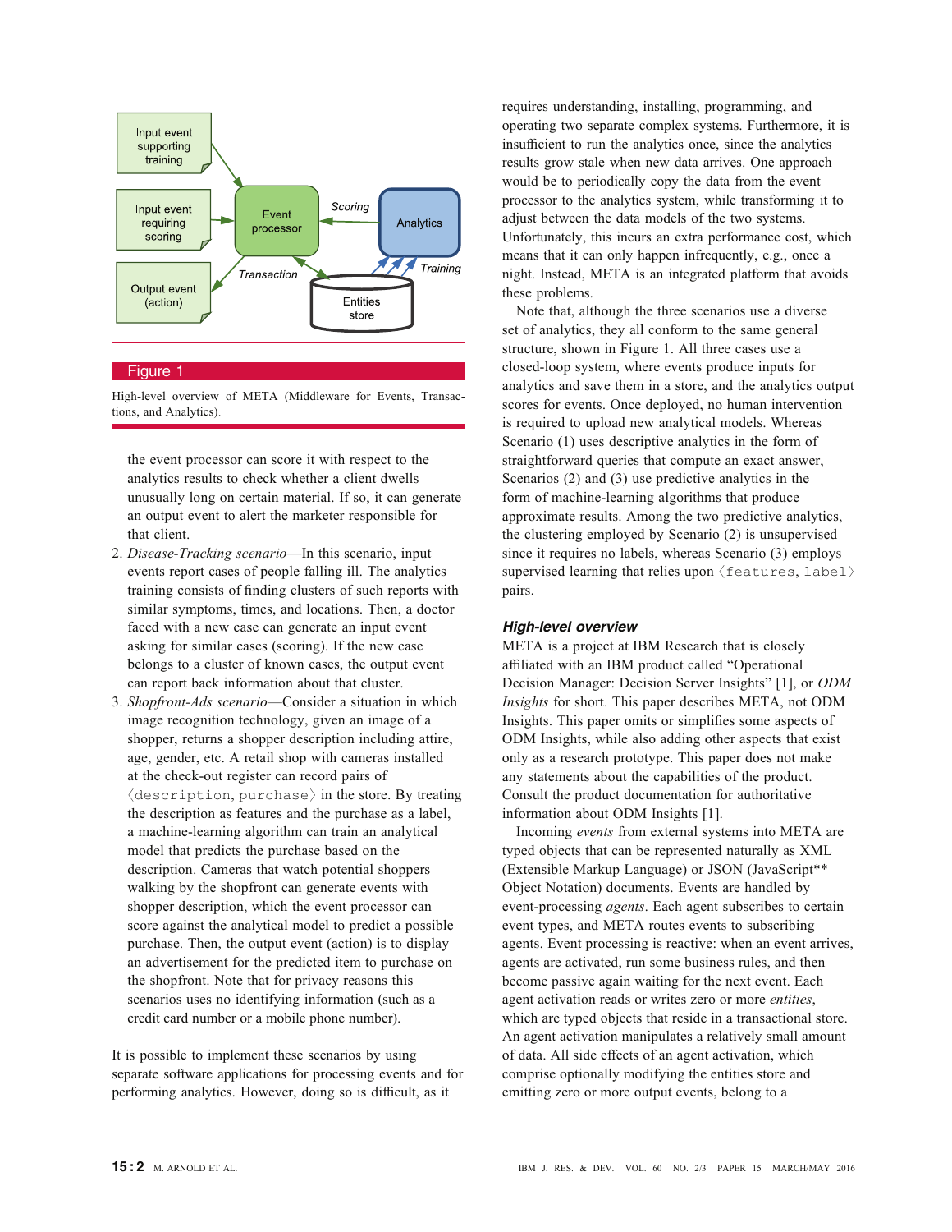Input event supporting training

Input event requiring scoring

Output event (action)

Event processor

Scoring

Analytics

Transaction

Training

Entities store

Figure 1

High-level overview of META (Middleware for Events, Transactions, and Analytics).

the event processor can score it with respect to the analytics results to check whether a client dwells unusually long on certain material. If so, it can generate an output event to alert the marketer responsible for that client.

2. *Disease-Tracking scenario*—In this scenario, input events report cases of people falling ill. The analytics training consists of finding clusters of such reports with similar symptoms, times, and locations. Then, a doctor faced with a new case can generate an input event asking for similar cases (scoring). If the new case belongs to a cluster of known cases, the output event can report back information about that cluster.
3. *Shopfront-Ads scenario*—Consider a situation in which image recognition technology, given an image of a shopper, returns a shopper description including attire, age, gender, etc. A retail shop with cameras installed at the check-out register can record pairs of ⟨`description`, `purchase`⟩ in the store. By treating the description as features and the purchase as a label, a machine-learning algorithm can train an analytical model that predicts the purchase based on the description. Cameras that watch potential shoppers walking by the shopfront can generate events with shopper description, which the event processor can score against the analytical model to predict a possible purchase. Then, the output event (action) is to display an advertisement for the predicted item to purchase on the shopfront. Note that for privacy reasons this scenarios uses no identifying information (such as a credit card number or a mobile phone number).

It is possible to implement these scenarios by using separate software applications for processing events and for performing analytics. However, doing so is difficult, as it requires understanding, installing, programming, and operating two separate complex systems. Furthermore, it is insufficient to run the analytics once, since the analytics results grow stale when new data arrives. One approach would be to periodically copy the data from the event processor to the analytics system, while transforming it to adjust between the data models of the two systems. Unfortunately, this incurs an extra performance cost, which means that it can only happen infrequently, e.g., once a night. Instead, META is an integrated platform that avoids these problems.

Note that, although the three scenarios use a diverse set of analytics, they all conform to the same general structure, shown in Figure 1. All three cases use a closed-loop system, where events produce inputs for analytics and save them in a store, and the analytics output scores for events. Once deployed, no human intervention is required to upload new analytical models. Whereas Scenario (1) uses descriptive analytics in the form of straightforward queries that compute an exact answer, Scenarios (2) and (3) use predictive analytics in the form of machine-learning algorithms that produce approximate results. Among the two predictive analytics, the clustering employed by Scenario (2) is unsupervised since it requires no labels, whereas Scenario (3) employs supervised learning that relies upon ⟨`features`, `label`⟩ pairs.

### *High-level overview*

META is a project at IBM Research that is closely affiliated with an IBM product called "Operational Decision Manager: Decision Server Insights" [1], or *ODM Insights* for short. This paper describes META, not ODM Insights. This paper omits or simplifies some aspects of ODM Insights, while also adding other aspects that exist only as a research prototype. This paper does not make any statements about the capabilities of the product. Consult the product documentation for authoritative information about ODM Insights [1].

Incoming *events* from external systems into META are typed objects that can be represented naturally as XML (Extensible Markup Language) or JSON (JavaScript** Object Notation) documents. Events are handled by event-processing *agents*. Each agent subscribes to certain event types, and META routes events to subscribing agents. Event processing is reactive: when an event arrives, agents are activated, run some business rules, and then become passive again waiting for the next event. Each agent activation reads or writes zero or more *entities*, which are typed objects that reside in a transactional store. An agent activation manipulates a relatively small amount of data. All side effects of an agent activation, which comprise optionally modifying the entities store and emitting zero or more output events, belong to a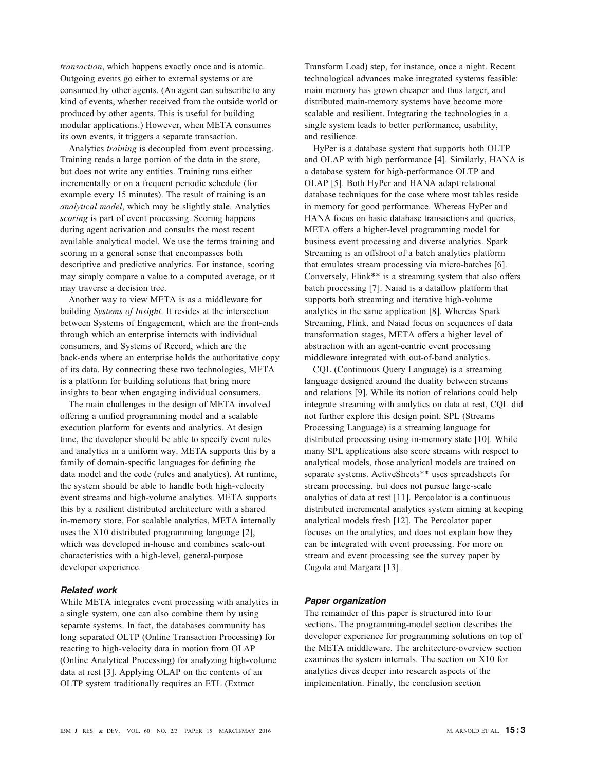*transaction*, which happens exactly once and is atomic. Outgoing events go either to external systems or are consumed by other agents. (An agent can subscribe to any kind of events, whether received from the outside world or produced by other agents. This is useful for building modular applications.) However, when META consumes its own events, it triggers a separate transaction.

Analytics *training* is decoupled from event processing. Training reads a large portion of the data in the store, but does not write any entities. Training runs either incrementally or on a frequent periodic schedule (for example every 15 minutes). The result of training is an *analytical model*, which may be slightly stale. Analytics *scoring* is part of event processing. Scoring happens during agent activation and consults the most recent available analytical model. We use the terms training and scoring in a general sense that encompasses both descriptive and predictive analytics. For instance, scoring may simply compare a value to a computed average, or it may traverse a decision tree.

Another way to view META is as a middleware for building *Systems of Insight*. It resides at the intersection between Systems of Engagement, which are the front-ends through which an enterprise interacts with individual consumers, and Systems of Record, which are the back-ends where an enterprise holds the authoritative copy of its data. By connecting these two technologies, META is a platform for building solutions that bring more insights to bear when engaging individual consumers.

The main challenges in the design of META involved offering a unified programming model and a scalable execution platform for events and analytics. At design time, the developer should be able to specify event rules and analytics in a uniform way. META supports this by a family of domain-specific languages for defining the data model and the code (rules and analytics). At runtime, the system should be able to handle both high-velocity event streams and high-volume analytics. META supports this by a resilient distributed architecture with a shared in-memory store. For scalable analytics, META internally uses the X10 distributed programming language [2], which was developed in-house and combines scale-out characteristics with a high-level, general-purpose developer experience.

### Related work

While META integrates event processing with analytics in a single system, one can also combine them by using separate systems. In fact, the databases community has long separated OLTP (Online Transaction Processing) for reacting to high-velocity data in motion from OLAP (Online Analytical Processing) for analyzing high-volume data at rest [3]. Applying OLAP on the contents of an OLTP system traditionally requires an ETL (Extract Transform Load) step, for instance, once a night. Recent technological advances make integrated systems feasible: main memory has grown cheaper and thus larger, and distributed main-memory systems have become more scalable and resilient. Integrating the technologies in a single system leads to better performance, usability, and resilience.

HyPer is a database system that supports both OLTP and OLAP with high performance [4]. Similarly, HANA is a database system for high-performance OLTP and OLAP [5]. Both HyPer and HANA adapt relational database techniques for the case where most tables reside in memory for good performance. Whereas HyPer and HANA focus on basic database transactions and queries, META offers a higher-level programming model for business event processing and diverse analytics. Spark Streaming is an offshoot of a batch analytics platform that emulates stream processing via micro-batches [6]. Conversely, Flink** is a streaming system that also offers batch processing [7]. Naiad is a dataflow platform that supports both streaming and iterative high-volume analytics in the same application [8]. Whereas Spark Streaming, Flink, and Naiad focus on sequences of data transformation stages, META offers a higher level of abstraction with an agent-centric event processing middleware integrated with out-of-band analytics.

CQL (Continuous Query Language) is a streaming language designed around the duality between streams and relations [9]. While its notion of relations could help integrate streaming with analytics on data at rest, CQL did not further explore this design point. SPL (Streams Processing Language) is a streaming language for distributed processing using in-memory state [10]. While many SPL applications also score streams with respect to analytical models, those analytical models are trained on separate systems. ActiveSheets** uses spreadsheets for stream processing, but does not pursue large-scale analytics of data at rest [11]. Percolator is a continuous distributed incremental analytics system aiming at keeping analytical models fresh [12]. The Percolator paper focuses on the analytics, and does not explain how they can be integrated with event processing. For more on stream and event processing see the survey paper by Cugola and Margara [13].

### Paper organization

The remainder of this paper is structured into four sections. The programming-model section describes the developer experience for programming solutions on top of the META middleware. The architecture-overview section examines the system internals. The section on X10 for analytics dives deeper into research aspects of the implementation. Finally, the conclusion section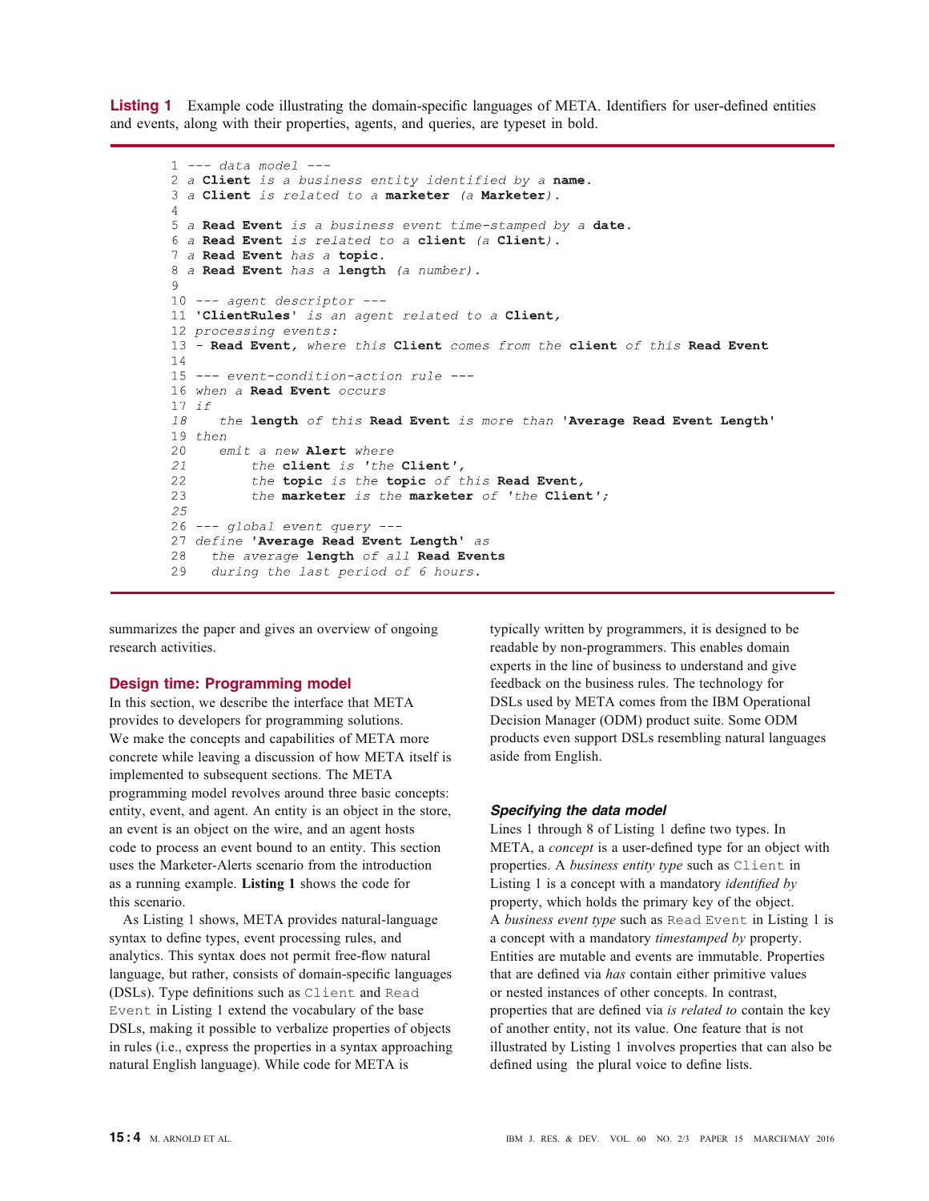**Listing 1** Example code illustrating the domain-specific languages of META. Identifiers for user-defined entities and events, along with their properties, agents, and queries, are typeset in bold.

```
1 --- data model ---
2 a Client is a business entity identified by a name.
3 a Client is related to a marketer (a Marketer).
4
5 a Read Event is a business event time-stamped by a date.
6 a Read Event is related to a client (a Client).
7 a Read Event has a topic.
8 a Read Event has a length (a number).
9
10 --- agent descriptor ---
11 'ClientRules' is an agent related to a Client,
12 processing events:
13 - Read Event, where this Client comes from the client of this Read Event
14
15 --- event-condition-action rule ---
16 when a Read Event occurs
17 if
18    the length of this Read Event is more than 'Average Read Event Length'
19 then
20    emit a new Alert where
21        the client is 'the Client',
22        the topic is the topic of this Read Event,
23        the marketer is the marketer of 'the Client';
25
26 --- global event query ---
27 define 'Average Read Event Length' as
28   the average length of all Read Events
29   during the last period of 6 hours.
```

summarizes the paper and gives an overview of ongoing research activities.

## Design time: Programming model

In this section, we describe the interface that META provides to developers for programming solutions. We make the concepts and capabilities of META more concrete while leaving a discussion of how META itself is implemented to subsequent sections. The META programming model revolves around three basic concepts: entity, event, and agent. An entity is an object in the store, an event is an object on the wire, and an agent hosts code to process an event bound to an entity. This section uses the Marketer-Alerts scenario from the introduction as a running example. **Listing 1** shows the code for this scenario.

As Listing 1 shows, META provides natural-language syntax to define types, event processing rules, and analytics. This syntax does not permit free-flow natural language, but rather, consists of domain-specific languages (DSLs). Type definitions such as `Client` and `Read Event` in Listing 1 extend the vocabulary of the base DSLs, making it possible to verbalize properties of objects in rules (i.e., express the properties in a syntax approaching natural English language). While code for META is typically written by programmers, it is designed to be readable by non-programmers. This enables domain experts in the line of business to understand and give feedback on the business rules. The technology for DSLs used by META comes from the IBM Operational Decision Manager (ODM) product suite. Some ODM products even support DSLs resembling natural languages aside from English.

### *Specifying the data model*

Lines 1 through 8 of Listing 1 define two types. In META, a *concept* is a user-defined type for an object with properties. A *business entity type* such as `Client` in Listing 1 is a concept with a mandatory *identified by* property, which holds the primary key of the object. A *business event type* such as `Read Event` in Listing 1 is a concept with a mandatory *timestamped by* property. Entities are mutable and events are immutable. Properties that are defined via *has* contain either primitive values or nested instances of other concepts. In contrast, properties that are defined via *is related to* contain the key of another entity, not its value. One feature that is not illustrated by Listing 1 involves properties that can also be defined using the plural voice to define lists.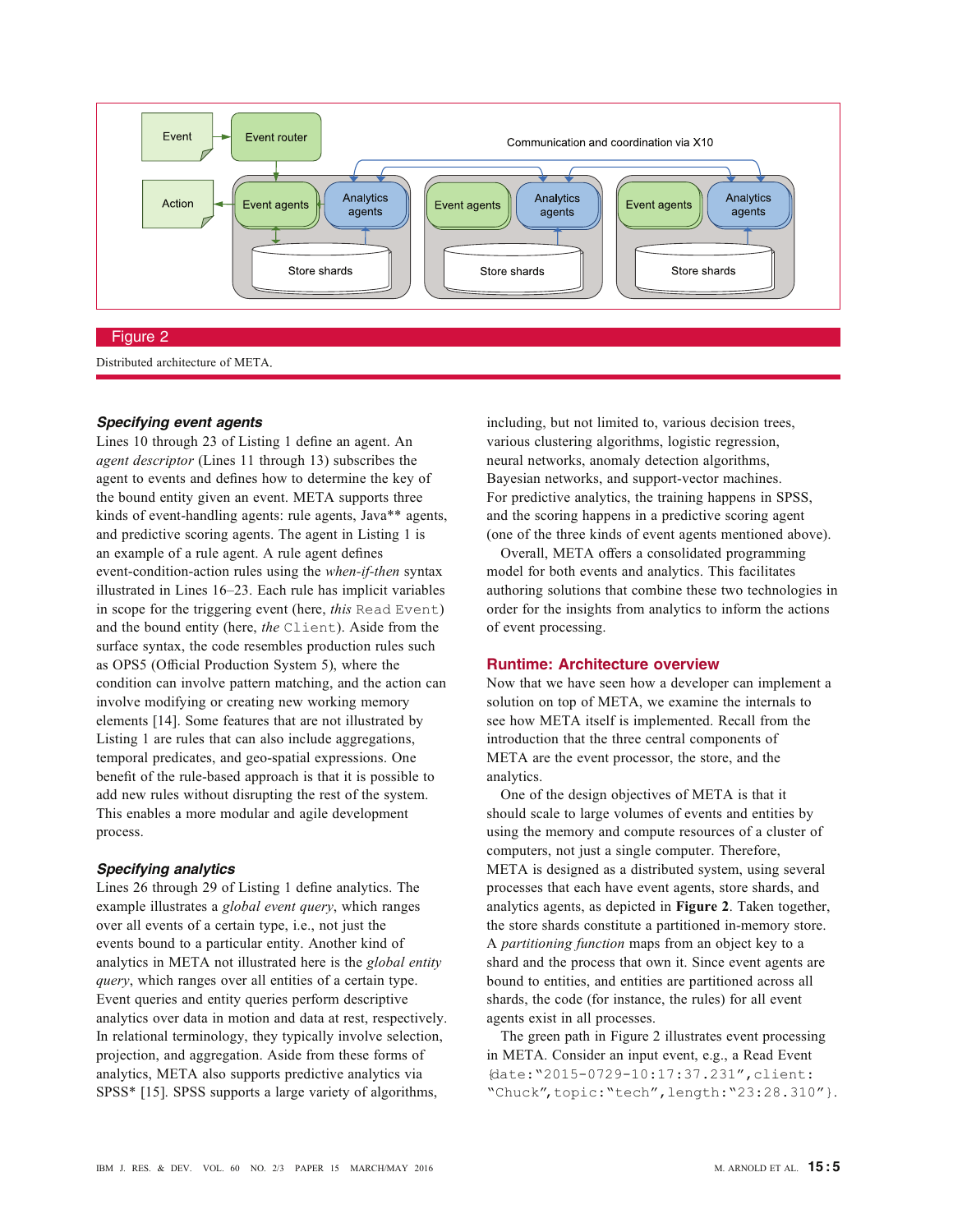Event

Event router

Communication and coordination via X10

Action

Event agents

Analytics agents

Store shards

Event agents

Analytics agents

Store shards

Event agents

Analytics agents

Store shards

Figure 2

Distributed architecture of META.

### *Specifying event agents*

Lines 10 through 23 of Listing 1 define an agent. An *agent descriptor* (Lines 11 through 13) subscribes the agent to events and defines how to determine the key of the bound entity given an event. META supports three kinds of event-handling agents: rule agents, Java** agents, and predictive scoring agents. The agent in Listing 1 is an example of a rule agent. A rule agent defines event-condition-action rules using the *when-if-then* syntax illustrated in Lines 16–23. Each rule has implicit variables in scope for the triggering event (here, *this* `Read Event`) and the bound entity (here, *the* `Client`). Aside from the surface syntax, the code resembles production rules such as OPS5 (Official Production System 5), where the condition can involve pattern matching, and the action can involve modifying or creating new working memory elements [14]. Some features that are not illustrated by Listing 1 are rules that can also include aggregations, temporal predicates, and geo-spatial expressions. One benefit of the rule-based approach is that it is possible to add new rules without disrupting the rest of the system. This enables a more modular and agile development process.

### *Specifying analytics*

Lines 26 through 29 of Listing 1 define analytics. The example illustrates a *global event query*, which ranges over all events of a certain type, i.e., not just the events bound to a particular entity. Another kind of analytics in META not illustrated here is the *global entity query*, which ranges over all entities of a certain type. Event queries and entity queries perform descriptive analytics over data in motion and data at rest, respectively. In relational terminology, they typically involve selection, projection, and aggregation. Aside from these forms of analytics, META also supports predictive analytics via SPSS* [15]. SPSS supports a large variety of algorithms, including, but not limited to, various decision trees, various clustering algorithms, logistic regression, neural networks, anomaly detection algorithms, Bayesian networks, and support-vector machines. For predictive analytics, the training happens in SPSS, and the scoring happens in a predictive scoring agent (one of the three kinds of event agents mentioned above).

Overall, META offers a consolidated programming model for both events and analytics. This facilitates authoring solutions that combine these two technologies in order for the insights from analytics to inform the actions of event processing.

## Runtime: Architecture overview

Now that we have seen how a developer can implement a solution on top of META, we examine the internals to see how META itself is implemented. Recall from the introduction that the three central components of META are the event processor, the store, and the analytics.

One of the design objectives of META is that it should scale to large volumes of events and entities by using the memory and compute resources of a cluster of computers, not just a single computer. Therefore, META is designed as a distributed system, using several processes that each have event agents, store shards, and analytics agents, as depicted in **Figure 2**. Taken together, the store shards constitute a partitioned in-memory store. A *partitioning function* maps from an object key to a shard and the process that own it. Since event agents are bound to entities, and entities are partitioned across all shards, the code (for instance, the rules) for all event agents exist in all processes.

The green path in Figure 2 illustrates event processing in META. Consider an input event, e.g., a Read Event `{date:"2015-0729-10:17:37.231",client:"Chuck",topic:"tech",length:"23:28.310"}`.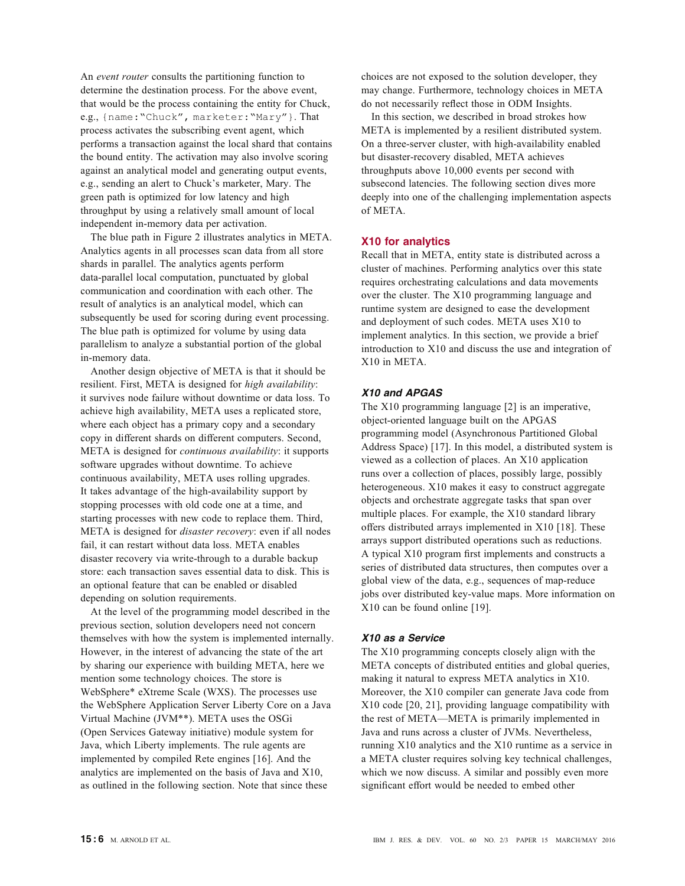An *event router* consults the partitioning function to determine the destination process. For the above event, that would be the process containing the entity for Chuck, e.g., `{name:"Chuck", marketer:"Mary"}`. That process activates the subscribing event agent, which performs a transaction against the local shard that contains the bound entity. The activation may also involve scoring against an analytical model and generating output events, e.g., sending an alert to Chuck's marketer, Mary. The green path is optimized for low latency and high throughput by using a relatively small amount of local independent in-memory data per activation.

The blue path in Figure 2 illustrates analytics in META. Analytics agents in all processes scan data from all store shards in parallel. The analytics agents perform data-parallel local computation, punctuated by global communication and coordination with each other. The result of analytics is an analytical model, which can subsequently be used for scoring during event processing. The blue path is optimized for volume by using data parallelism to analyze a substantial portion of the global in-memory data.

Another design objective of META is that it should be resilient. First, META is designed for *high availability*: it survives node failure without downtime or data loss. To achieve high availability, META uses a replicated store, where each object has a primary copy and a secondary copy in different shards on different computers. Second, META is designed for *continuous availability*: it supports software upgrades without downtime. To achieve continuous availability, META uses rolling upgrades. It takes advantage of the high-availability support by stopping processes with old code one at a time, and starting processes with new code to replace them. Third, META is designed for *disaster recovery*: even if all nodes fail, it can restart without data loss. META enables disaster recovery via write-through to a durable backup store: each transaction saves essential data to disk. This is an optional feature that can be enabled or disabled depending on solution requirements.

At the level of the programming model described in the previous section, solution developers need not concern themselves with how the system is implemented internally. However, in the interest of advancing the state of the art by sharing our experience with building META, here we mention some technology choices. The store is WebSphere* eXtreme Scale (WXS). The processes use the WebSphere Application Server Liberty Core on a Java Virtual Machine (JVM**). META uses the OSGi (Open Services Gateway initiative) module system for Java, which Liberty implements. The rule agents are implemented by compiled Rete engines [16]. And the analytics are implemented on the basis of Java and X10, as outlined in the following section. Note that since these choices are not exposed to the solution developer, they may change. Furthermore, technology choices in META do not necessarily reflect those in ODM Insights.

In this section, we described in broad strokes how META is implemented by a resilient distributed system. On a three-server cluster, with high-availability enabled but disaster-recovery disabled, META achieves throughputs above 10,000 events per second with subsecond latencies. The following section dives more deeply into one of the challenging implementation aspects of META.

## X10 for analytics

Recall that in META, entity state is distributed across a cluster of machines. Performing analytics over this state requires orchestrating calculations and data movements over the cluster. The X10 programming language and runtime system are designed to ease the development and deployment of such codes. META uses X10 to implement analytics. In this section, we provide a brief introduction to X10 and discuss the use and integration of X10 in META.

### *X10 and APGAS*

The X10 programming language [2] is an imperative, object-oriented language built on the APGAS programming model (Asynchronous Partitioned Global Address Space) [17]. In this model, a distributed system is viewed as a collection of places. An X10 application runs over a collection of places, possibly large, possibly heterogeneous. X10 makes it easy to construct aggregate objects and orchestrate aggregate tasks that span over multiple places. For example, the X10 standard library offers distributed arrays implemented in X10 [18]. These arrays support distributed operations such as reductions. A typical X10 program first implements and constructs a series of distributed data structures, then computes over a global view of the data, e.g., sequences of map-reduce jobs over distributed key-value maps. More information on X10 can be found online [19].

### *X10 as a Service*

The X10 programming concepts closely align with the META concepts of distributed entities and global queries, making it natural to express META analytics in X10. Moreover, the X10 compiler can generate Java code from X10 code [20, 21], providing language compatibility with the rest of META—META is primarily implemented in Java and runs across a cluster of JVMs. Nevertheless, running X10 analytics and the X10 runtime as a service in a META cluster requires solving key technical challenges, which we now discuss. A similar and possibly even more significant effort would be needed to embed other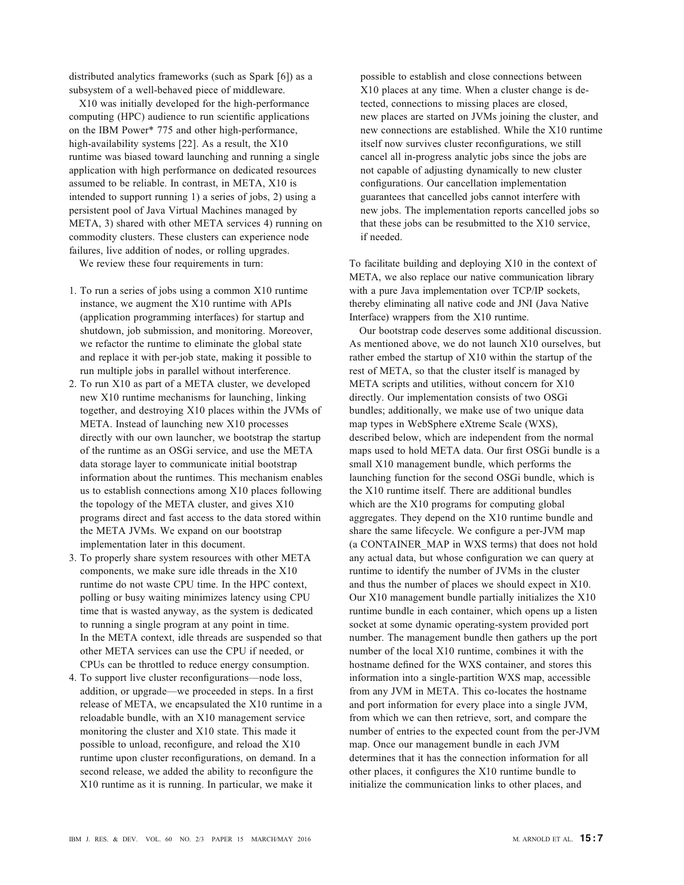distributed analytics frameworks (such as Spark [6]) as a subsystem of a well-behaved piece of middleware.

X10 was initially developed for the high-performance computing (HPC) audience to run scientific applications on the IBM Power* 775 and other high-performance, high-availability systems [22]. As a result, the X10 runtime was biased toward launching and running a single application with high performance on dedicated resources assumed to be reliable. In contrast, in META, X10 is intended to support running 1) a series of jobs, 2) using a persistent pool of Java Virtual Machines managed by META, 3) shared with other META services 4) running on commodity clusters. These clusters can experience node failures, live addition of nodes, or rolling upgrades.

We review these four requirements in turn:

1. To run a series of jobs using a common X10 runtime instance, we augment the X10 runtime with APIs (application programming interfaces) for startup and shutdown, job submission, and monitoring. Moreover, we refactor the runtime to eliminate the global state and replace it with per-job state, making it possible to run multiple jobs in parallel without interference.
2. To run X10 as part of a META cluster, we developed new X10 runtime mechanisms for launching, linking together, and destroying X10 places within the JVMs of META. Instead of launching new X10 processes directly with our own launcher, we bootstrap the startup of the runtime as an OSGi service, and use the META data storage layer to communicate initial bootstrap information about the runtimes. This mechanism enables us to establish connections among X10 places following the topology of the META cluster, and gives X10 programs direct and fast access to the data stored within the META JVMs. We expand on our bootstrap implementation later in this document.
3. To properly share system resources with other META components, we make sure idle threads in the X10 runtime do not waste CPU time. In the HPC context, polling or busy waiting minimizes latency using CPU time that is wasted anyway, as the system is dedicated to running a single program at any point in time. In the META context, idle threads are suspended so that other META services can use the CPU if needed, or CPUs can be throttled to reduce energy consumption.
4. To support live cluster reconfigurations—node loss, addition, or upgrade—we proceeded in steps. In a first release of META, we encapsulated the X10 runtime in a reloadable bundle, with an X10 management service monitoring the cluster and X10 state. This made it possible to unload, reconfigure, and reload the X10 runtime upon cluster reconfigurations, on demand. In a second release, we added the ability to reconfigure the X10 runtime as it is running. In particular, we make it possible to establish and close connections between X10 places at any time. When a cluster change is detected, connections to missing places are closed, new places are started on JVMs joining the cluster, and new connections are established. While the X10 runtime itself now survives cluster reconfigurations, we still cancel all in-progress analytic jobs since the jobs are not capable of adjusting dynamically to new cluster configurations. Our cancellation implementation guarantees that cancelled jobs cannot interfere with new jobs. The implementation reports cancelled jobs so that these jobs can be resubmitted to the X10 service, if needed.

To facilitate building and deploying X10 in the context of META, we also replace our native communication library with a pure Java implementation over TCP/IP sockets, thereby eliminating all native code and JNI (Java Native Interface) wrappers from the X10 runtime.

Our bootstrap code deserves some additional discussion. As mentioned above, we do not launch X10 ourselves, but rather embed the startup of X10 within the startup of the rest of META, so that the cluster itself is managed by META scripts and utilities, without concern for X10 directly. Our implementation consists of two OSGi bundles; additionally, we make use of two unique data map types in WebSphere eXtreme Scale (WXS), described below, which are independent from the normal maps used to hold META data. Our first OSGi bundle is a small X10 management bundle, which performs the launching function for the second OSGi bundle, which is the X10 runtime itself. There are additional bundles which are the X10 programs for computing global aggregates. They depend on the X10 runtime bundle and share the same lifecycle. We configure a per-JVM map (a CONTAINER_MAP in WXS terms) that does not hold any actual data, but whose configuration we can query at runtime to identify the number of JVMs in the cluster and thus the number of places we should expect in X10. Our X10 management bundle partially initializes the X10 runtime bundle in each container, which opens up a listen socket at some dynamic operating-system provided port number. The management bundle then gathers up the port number of the local X10 runtime, combines it with the hostname defined for the WXS container, and stores this information into a single-partition WXS map, accessible from any JVM in META. This co-locates the hostname and port information for every place into a single JVM, from which we can then retrieve, sort, and compare the number of entries to the expected count from the per-JVM map. Once our management bundle in each JVM determines that it has the connection information for all other places, it configures the X10 runtime bundle to initialize the communication links to other places, and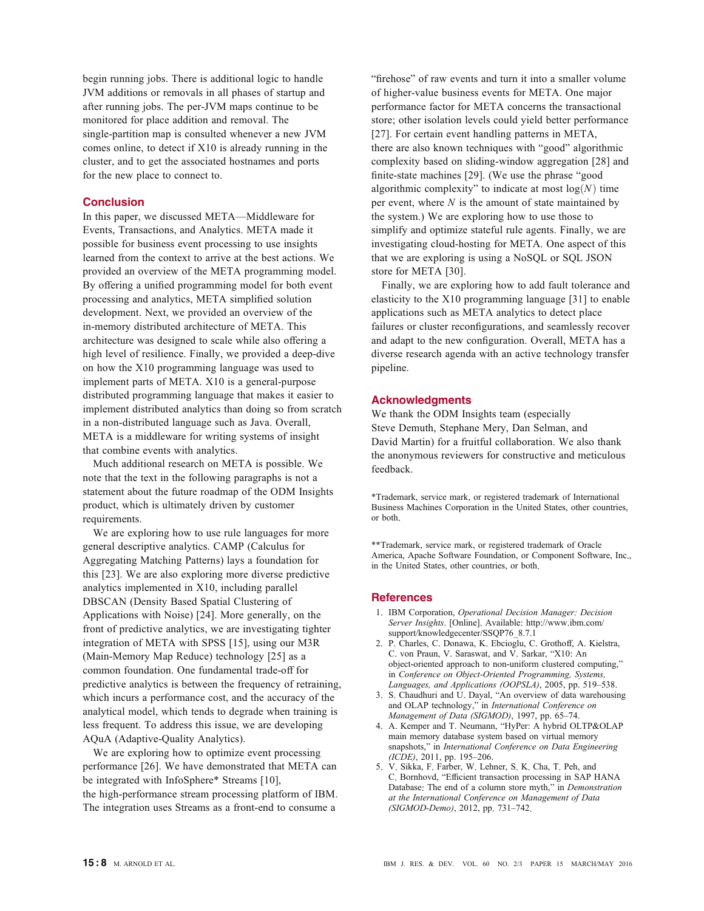begin running jobs. There is additional logic to handle JVM additions or removals in all phases of startup and after running jobs. The per-JVM maps continue to be monitored for place addition and removal. The single-partition map is consulted whenever a new JVM comes online, to detect if X10 is already running in the cluster, and to get the associated hostnames and ports for the new place to connect to.

## Conclusion

In this paper, we discussed META—Middleware for Events, Transactions, and Analytics. META made it possible for business event processing to use insights learned from the context to arrive at the best actions. We provided an overview of the META programming model. By offering a unified programming model for both event processing and analytics, META simplified solution development. Next, we provided an overview of the in-memory distributed architecture of META. This architecture was designed to scale while also offering a high level of resilience. Finally, we provided a deep-dive on how the X10 programming language was used to implement parts of META. X10 is a general-purpose distributed programming language that makes it easier to implement distributed analytics than doing so from scratch in a non-distributed language such as Java. Overall, META is a middleware for writing systems of insight that combine events with analytics.

Much additional research on META is possible. We note that the text in the following paragraphs is not a statement about the future roadmap of the ODM Insights product, which is ultimately driven by customer requirements.

We are exploring how to use rule languages for more general descriptive analytics. CAMP (Calculus for Aggregating Matching Patterns) lays a foundation for this [23]. We are also exploring more diverse predictive analytics implemented in X10, including parallel DBSCAN (Density Based Spatial Clustering of Applications with Noise) [24]. More generally, on the front of predictive analytics, we are investigating tighter integration of META with SPSS [15], using our M3R (Main-Memory Map Reduce) technology [25] as a common foundation. One fundamental trade-off for predictive analytics is between the frequency of retraining, which incurs a performance cost, and the accuracy of the analytical model, which tends to degrade when training is less frequent. To address this issue, we are developing AQuA (Adaptive-Quality Analytics).

We are exploring how to optimize event processing performance [26]. We have demonstrated that META can be integrated with InfoSphere* Streams [10], the high-performance stream processing platform of IBM. The integration uses Streams as a front-end to consume a "firehose" of raw events and turn it into a smaller volume of higher-value business events for META. One major performance factor for META concerns the transactional store; other isolation levels could yield better performance [27]. For certain event handling patterns in META, there are also known techniques with "good" algorithmic complexity based on sliding-window aggregation [28] and finite-state machines [29]. (We use the phrase "good algorithmic complexity" to indicate at most $\log(N)$ time per event, where $N$ is the amount of state maintained by the system.) We are exploring how to use those to simplify and optimize stateful rule agents. Finally, we are investigating cloud-hosting for META. One aspect of this that we are exploring is using a NoSQL or SQL JSON store for META [30].

Finally, we are exploring how to add fault tolerance and elasticity to the X10 programming language [31] to enable applications such as META analytics to detect place failures or cluster reconfigurations, and seamlessly recover and adapt to the new configuration. Overall, META has a diverse research agenda with an active technology transfer pipeline.

## Acknowledgments

We thank the ODM Insights team (especially Steve Demuth, Stephane Mery, Dan Selman, and David Martin) for a fruitful collaboration. We also thank the anonymous reviewers for constructive and meticulous feedback.

*Trademark, service mark, or registered trademark of International Business Machines Corporation in the United States, other countries, or both.

**Trademark, service mark, or registered trademark of Oracle America, Apache Software Foundation, or Component Software, Inc., in the United States, other countries, or both.

## References

1. IBM Corporation, *Operational Decision Manager: Decision Server Insights*. [Online]. Available: http://www.ibm.com/support/knowledgecenter/SSQP76_8.7.1
2. P. Charles, C. Donawa, K. Ebcioglu, C. Grothoff, A. Kielstra, C. von Praun, V. Saraswat, and V. Sarkar, "X10: An object-oriented approach to non-uniform clustered computing," in *Conference on Object-Oriented Programming, Systems, Languages, and Applications (OOPSLA)*, 2005, pp. 519–538.
3. S. Chaudhuri and U. Dayal, "An overview of data warehousing and OLAP technology," in *International Conference on Management of Data (SIGMOD)*, 1997, pp. 65–74.
4. A. Kemper and T. Neumann, "HyPer: A hybrid OLTP&OLAP main memory database system based on virtual memory snapshots," in *International Conference on Data Engineering (ICDE)*, 2011, pp. 195–206.
5. V. Sikka, F. Farber, W. Lehner, S. K. Cha, T. Peh, and C. Bornhovd, "Efficient transaction processing in SAP HANA Database: The end of a column store myth," in *Demonstration at the International Conference on Management of Data (SIGMOD-Demo)*, 2012, pp. 731–742.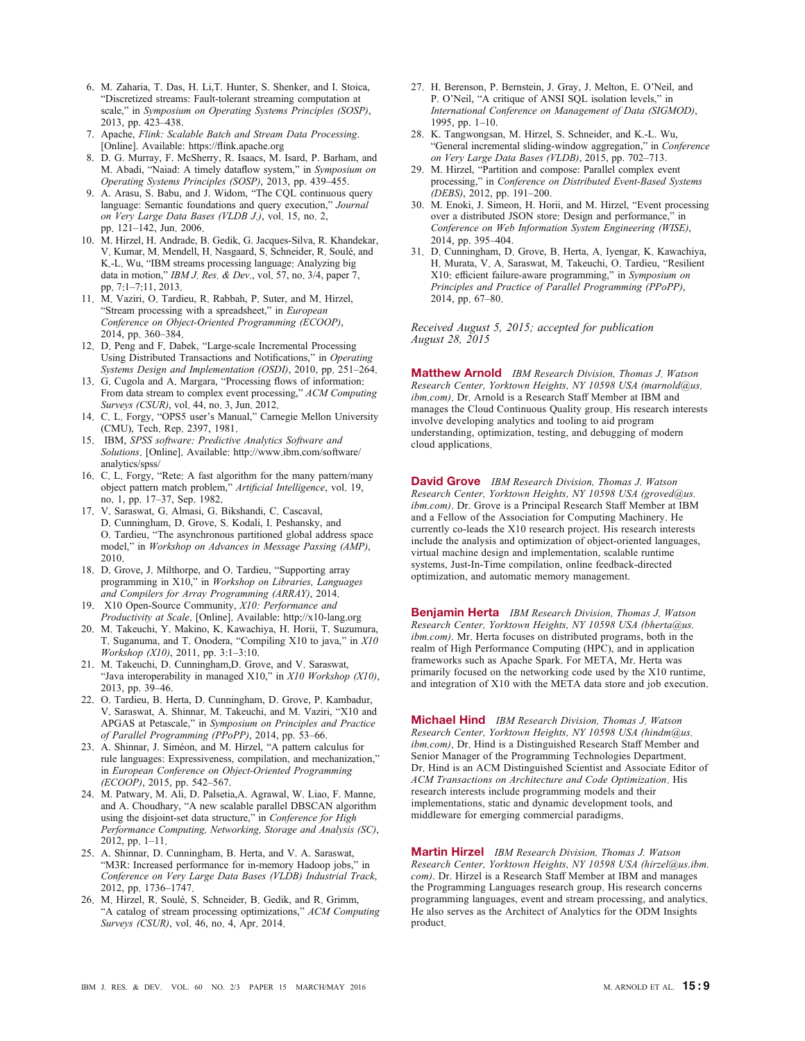6. M. Zaharia, T. Das, H. Li,T. Hunter, S. Shenker, and I. Stoica, "Discretized streams: Fault-tolerant streaming computation at scale," in *Symposium on Operating Systems Principles (SOSP)*, 2013, pp. 423–438.
7. Apache, *Flink: Scalable Batch and Stream Data Processing*. [Online]. Available: https://flink.apache.org
8. D. G. Murray, F. McSherry, R. Isaacs, M. Isard, P. Barham, and M. Abadi, "Naiad: A timely dataflow system," in *Symposium on Operating Systems Principles (SOSP)*, 2013, pp. 439–455.
9. A. Arasu, S. Babu, and J. Widom, "The CQL continuous query language: Semantic foundations and query execution," *Journal on Very Large Data Bases (VLDB J.)*, vol. 15, no. 2, pp. 121–142, Jun. 2006.
10. M. Hirzel, H. Andrade, B. Gedik, G. Jacques-Silva, R. Khandekar, V. Kumar, M. Mendell, H. Nasgaard, S. Schneider, R. Soulé, and K.-L. Wu, "IBM streams processing language: Analyzing big data in motion," *IBM J. Res. & Dev.*, vol. 57, no. 3/4, paper 7, pp. 7:1–7:11, 2013.
11. M. Vaziri, O. Tardieu, R. Rabbah, P. Suter, and M. Hirzel, "Stream processing with a spreadsheet," in *European Conference on Object-Oriented Programming (ECOOP)*, 2014, pp. 360–384.
12. D. Peng and F. Dabek, "Large-scale Incremental Processing Using Distributed Transactions and Notifications," in *Operating Systems Design and Implementation (OSDI)*, 2010, pp. 251–264.
13. G. Cugola and A. Margara, "Processing flows of information: From data stream to complex event processing," *ACM Computing Surveys (CSUR)*, vol. 44, no. 3, Jun. 2012.
14. C. L. Forgy, "OPS5 user's Manual," Carnegie Mellon University (CMU), Tech. Rep. 2397, 1981.
15. IBM, *SPSS software: Predictive Analytics Software and Solutions*. [Online]. Available: http://www.ibm.com/software/analytics/spss/
16. C. L. Forgy, "Rete: A fast algorithm for the many pattern/many object pattern match problem," *Artificial Intelligence*, vol. 19, no. 1, pp. 17–37, Sep. 1982.
17. V. Saraswat, G. Almasi, G. Bikshandi, C. Cascaval, D. Cunningham, D. Grove, S. Kodali, I. Peshansky, and O. Tardieu, "The asynchronous partitioned global address space model," in *Workshop on Advances in Message Passing (AMP)*, 2010.
18. D. Grove, J. Milthorpe, and O. Tardieu, "Supporting array programming in X10," in *Workshop on Libraries, Languages and Compilers for Array Programming (ARRAY)*, 2014.
19. X10 Open-Source Community, *X10: Performance and Productivity at Scale*. [Online]. Available: http://x10-lang.org
20. M. Takeuchi, Y. Makino, K. Kawachiya, H. Horii, T. Suzumura, T. Suganuma, and T. Onodera, "Compiling X10 to java," in *X10 Workshop (X10)*, 2011, pp. 3:1–3:10.
21. M. Takeuchi, D. Cunningham,D. Grove, and V. Saraswat, "Java interoperability in managed X10," in *X10 Workshop (X10)*, 2013, pp. 39–46.
22. O. Tardieu, B. Herta, D. Cunningham, D. Grove, P. Kambadur, V. Saraswat, A. Shinnar, M. Takeuchi, and M. Vaziri, "X10 and APGAS at Petascale," in *Symposium on Principles and Practice of Parallel Programming (PPoPP)*, 2014, pp. 53–66.
23. A. Shinnar, J. Siméon, and M. Hirzel, "A pattern calculus for rule languages: Expressiveness, compilation, and mechanization," in *European Conference on Object-Oriented Programming (ECOOP)*, 2015, pp. 542–567.
24. M. Patwary, M. Ali, D. Palsetia,A. Agrawal, W. Liao, F. Manne, and A. Choudhary, "A new scalable parallel DBSCAN algorithm using the disjoint-set data structure," in *Conference for High Performance Computing, Networking, Storage and Analysis (SC)*, 2012, pp. 1–11.
25. A. Shinnar, D. Cunningham, B. Herta, and V. A. Saraswat, "M3R: Increased performance for in-memory Hadoop jobs," in *Conference on Very Large Data Bases (VLDB) Industrial Track*, 2012, pp. 1736–1747.
26. M. Hirzel, R. Soulé, S. Schneider, B. Gedik, and R. Grimm, "A catalog of stream processing optimizations," *ACM Computing Surveys (CSUR)*, vol. 46, no. 4, Apr. 2014.
27. H. Berenson, P. Bernstein, J. Gray, J. Melton, E. O'Neil, and P. O'Neil, "A critique of ANSI SQL isolation levels," in *International Conference on Management of Data (SIGMOD)*, 1995, pp. 1–10.
28. K. Tangwongsan, M. Hirzel, S. Schneider, and K.-L. Wu, "General incremental sliding-window aggregation," in *Conference on Very Large Data Bases (VLDB)*, 2015, pp. 702–713.
29. M. Hirzel, "Partition and compose: Parallel complex event processing," in *Conference on Distributed Event-Based Systems (DEBS)*, 2012, pp. 191–200.
30. M. Enoki, J. Simeon, H. Horii, and M. Hirzel, "Event processing over a distributed JSON store: Design and performance," in *Conference on Web Information System Engineering (WISE)*, 2014, pp. 395–404.
31. D. Cunningham, D. Grove, B. Herta, A. Iyengar, K. Kawachiya, H. Murata, V. A. Saraswat, M. Takeuchi, O. Tardieu, "Resilient X10: efficient failure-aware programming," in *Symposium on Principles and Practice of Parallel Programming (PPoPP)*, 2014, pp. 67–80.

*Received August 5, 2015; accepted for publication August 28, 2015*

**Matthew Arnold** *IBM Research Division, Thomas J. Watson Research Center, Yorktown Heights, NY 10598 USA (marnold@us.ibm.com).* Dr. Arnold is a Research Staff Member at IBM and manages the Cloud Continuous Quality group. His research interests involve developing analytics and tooling to aid program understanding, optimization, testing, and debugging of modern cloud applications.

**David Grove** *IBM Research Division, Thomas J. Watson Research Center, Yorktown Heights, NY 10598 USA (groved@us.ibm.com).* Dr. Grove is a Principal Research Staff Member at IBM and a Fellow of the Association for Computing Machinery. He currently co-leads the X10 research project. His research interests include the analysis and optimization of object-oriented languages, virtual machine design and implementation, scalable runtime systems, Just-In-Time compilation, online feedback-directed optimization, and automatic memory management.

**Benjamin Herta** *IBM Research Division, Thomas J. Watson Research Center, Yorktown Heights, NY 10598 USA (bherta@us.ibm.com).* Mr. Herta focuses on distributed programs, both in the realm of High Performance Computing (HPC), and in application frameworks such as Apache Spark. For META, Mr. Herta was primarily focused on the networking code used by the X10 runtime, and integration of X10 with the META data store and job execution.

**Michael Hind** *IBM Research Division, Thomas J. Watson Research Center, Yorktown Heights, NY 10598 USA (hindm@us.ibm.com).* Dr. Hind is a Distinguished Research Staff Member and Senior Manager of the Programming Technologies Department. Dr. Hind is an ACM Distinguished Scientist and Associate Editor of *ACM Transactions on Architecture and Code Optimization*. His research interests include programming models and their implementations, static and dynamic development tools, and middleware for emerging commercial paradigms.

**Martin Hirzel** *IBM Research Division, Thomas J. Watson Research Center, Yorktown Heights, NY 10598 USA (hirzel@us.ibm.com).* Dr. Hirzel is a Research Staff Member at IBM and manages the Programming Languages research group. His research concerns programming languages, event and stream processing, and analytics. He also serves as the Architect of Analytics for the ODM Insights product.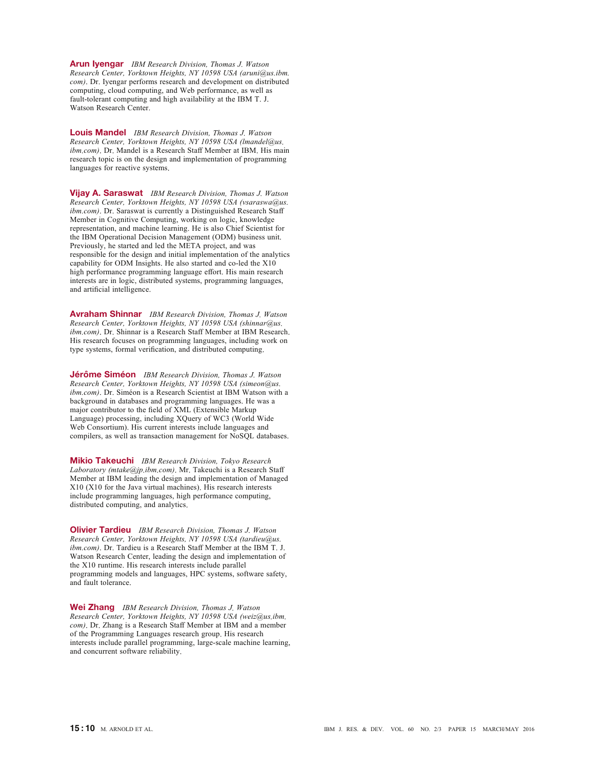**Arun Iyengar** *IBM Research Division, Thomas J. Watson Research Center, Yorktown Heights, NY 10598 USA (aruni@us.ibm.com)*. Dr. Iyengar performs research and development on distributed computing, cloud computing, and Web performance, as well as fault-tolerant computing and high availability at the IBM T. J. Watson Research Center.

**Louis Mandel** *IBM Research Division, Thomas J. Watson Research Center, Yorktown Heights, NY 10598 USA (lmandel@us.ibm.com)*. Dr. Mandel is a Research Staff Member at IBM. His main research topic is on the design and implementation of programming languages for reactive systems.

**Vijay A. Saraswat** *IBM Research Division, Thomas J. Watson Research Center, Yorktown Heights, NY 10598 USA (vsaraswa@us.ibm.com)*. Dr. Saraswat is currently a Distinguished Research Staff Member in Cognitive Computing, working on logic, knowledge representation, and machine learning. He is also Chief Scientist for the IBM Operational Decision Management (ODM) business unit. Previously, he started and led the META project, and was responsible for the design and initial implementation of the analytics capability for ODM Insights. He also started and co-led the X10 high performance programming language effort. His main research interests are in logic, distributed systems, programming languages, and artificial intelligence.

**Avraham Shinnar** *IBM Research Division, Thomas J. Watson Research Center, Yorktown Heights, NY 10598 USA (shinnar@us.ibm.com)*. Dr. Shinnar is a Research Staff Member at IBM Research. His research focuses on programming languages, including work on type systems, formal verification, and distributed computing.

**Jérôme Siméon** *IBM Research Division, Thomas J. Watson Research Center, Yorktown Heights, NY 10598 USA (simeon@us.ibm.com)*. Dr. Siméon is a Research Scientist at IBM Watson with a background in databases and programming languages. He was a major contributor to the field of XML (Extensible Markup Language) processing, including XQuery of WC3 (World Wide Web Consortium). His current interests include languages and compilers, as well as transaction management for NoSQL databases.

**Mikio Takeuchi** *IBM Research Division, Tokyo Research Laboratory (mtake@jp.ibm.com)*. Mr. Takeuchi is a Research Staff Member at IBM leading the design and implementation of Managed X10 (X10 for the Java virtual machines). His research interests include programming languages, high performance computing, distributed computing, and analytics.

**Olivier Tardieu** *IBM Research Division, Thomas J. Watson Research Center, Yorktown Heights, NY 10598 USA (tardieu@us.ibm.com)*. Dr. Tardieu is a Research Staff Member at the IBM T. J. Watson Research Center, leading the design and implementation of the X10 runtime. His research interests include parallel programming models and languages, HPC systems, software safety, and fault tolerance.

**Wei Zhang** *IBM Research Division, Thomas J. Watson Research Center, Yorktown Heights, NY 10598 USA (weiz@us.ibm.com)*. Dr. Zhang is a Research Staff Member at IBM and a member of the Programming Languages research group. His research interests include parallel programming, large-scale machine learning, and concurrent software reliability.